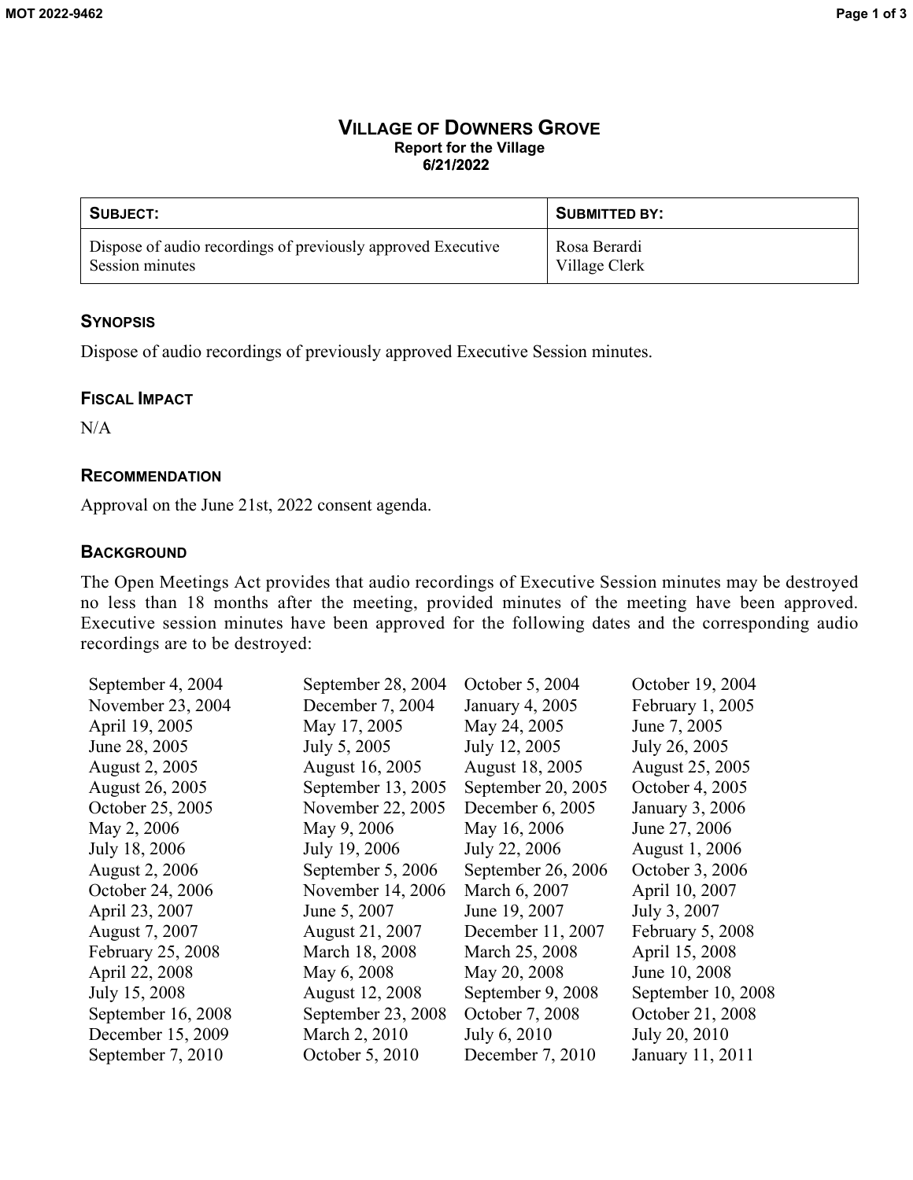# VILLAGE OF DOWNERS GROVE

**Report for the Village**
**6/21/2022**

| **SUBJECT:** | **SUBMITTED BY:** |
| --- | --- |
| Dispose of audio recordings of previously approved Executive Session minutes | Rosa Berardi<br>Village Clerk |

## SYNOPSIS

Dispose of audio recordings of previously approved Executive Session minutes.

## FISCAL IMPACT

N/A

## RECOMMENDATION

Approval on the June 21st, 2022 consent agenda.

## BACKGROUND

The Open Meetings Act provides that audio recordings of Executive Session minutes may be destroyed no less than 18 months after the meeting, provided minutes of the meeting have been approved. Executive session minutes have been approved for the following dates and the corresponding audio recordings are to be destroyed:

| | | | |
| --- | --- | --- | --- |
| September 4, 2004 | September 28, 2004 | October 5, 2004 | October 19, 2004 |
| November 23, 2004 | December 7, 2004 | January 4, 2005 | February 1, 2005 |
| April 19, 2005 | May 17, 2005 | May 24, 2005 | June 7, 2005 |
| June 28, 2005 | July 5, 2005 | July 12, 2005 | July 26, 2005 |
| August 2, 2005 | August 16, 2005 | August 18, 2005 | August 25, 2005 |
| August 26, 2005 | September 13, 2005 | September 20, 2005 | October 4, 2005 |
| October 25, 2005 | November 22, 2005 | December 6, 2005 | January 3, 2006 |
| May 2, 2006 | May 9, 2006 | May 16, 2006 | June 27, 2006 |
| July 18, 2006 | July 19, 2006 | July 22, 2006 | August 1, 2006 |
| August 2, 2006 | September 5, 2006 | September 26, 2006 | October 3, 2006 |
| October 24, 2006 | November 14, 2006 | March 6, 2007 | April 10, 2007 |
| April 23, 2007 | June 5, 2007 | June 19, 2007 | July 3, 2007 |
| August 7, 2007 | August 21, 2007 | December 11, 2007 | February 5, 2008 |
| February 25, 2008 | March 18, 2008 | March 25, 2008 | April 15, 2008 |
| April 22, 2008 | May 6, 2008 | May 20, 2008 | June 10, 2008 |
| July 15, 2008 | August 12, 2008 | September 9, 2008 | September 10, 2008 |
| September 16, 2008 | September 23, 2008 | October 7, 2008 | October 21, 2008 |
| December 15, 2009 | March 2, 2010 | July 6, 2010 | July 20, 2010 |
| September 7, 2010 | October 5, 2010 | December 7, 2010 | January 11, 2011 |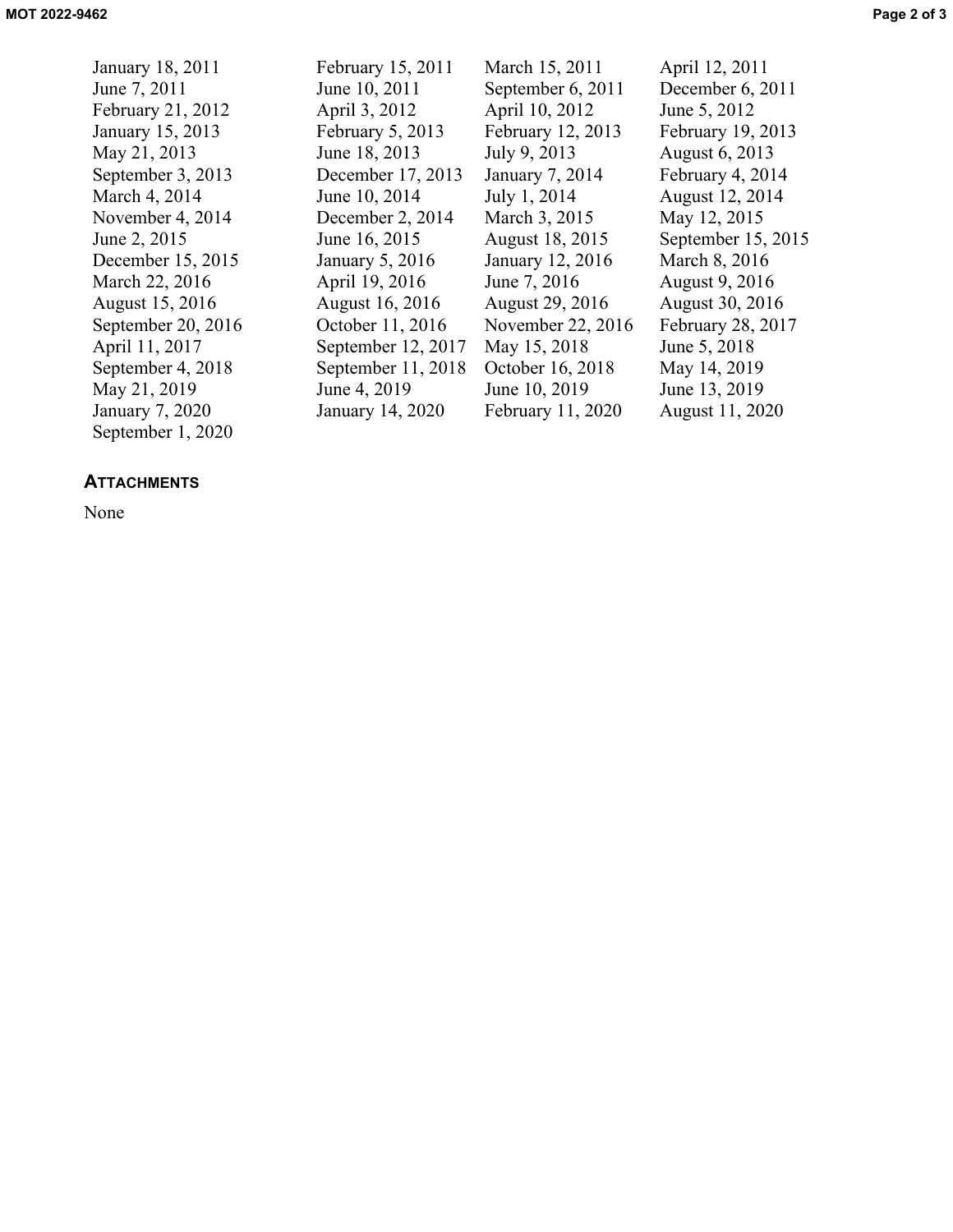January 18, 2011
February 15, 2011
March 15, 2011
April 12, 2011
June 7, 2011
June 10, 2011
September 6, 2011
December 6, 2011
February 21, 2012
April 3, 2012
April 10, 2012
June 5, 2012
January 15, 2013
February 5, 2013
February 12, 2013
February 19, 2013
May 21, 2013
June 18, 2013
July 9, 2013
August 6, 2013
September 3, 2013
December 17, 2013
January 7, 2014
February 4, 2014
March 4, 2014
June 10, 2014
July 1, 2014
August 12, 2014
November 4, 2014
December 2, 2014
March 3, 2015
May 12, 2015
June 2, 2015
June 16, 2015
August 18, 2015
September 15, 2015
December 15, 2015
January 5, 2016
January 12, 2016
March 8, 2016
March 22, 2016
April 19, 2016
June 7, 2016
August 9, 2016
August 15, 2016
August 16, 2016
August 29, 2016
August 30, 2016
September 20, 2016
October 11, 2016
November 22, 2016
February 28, 2017
April 11, 2017
September 12, 2017
May 15, 2018
June 5, 2018
September 4, 2018
September 11, 2018
October 16, 2018
May 14, 2019
May 21, 2019
June 4, 2019
June 10, 2019
June 13, 2019
January 7, 2020
January 14, 2020
February 11, 2020
August 11, 2020
September 1, 2020

## ATTACHMENTS

None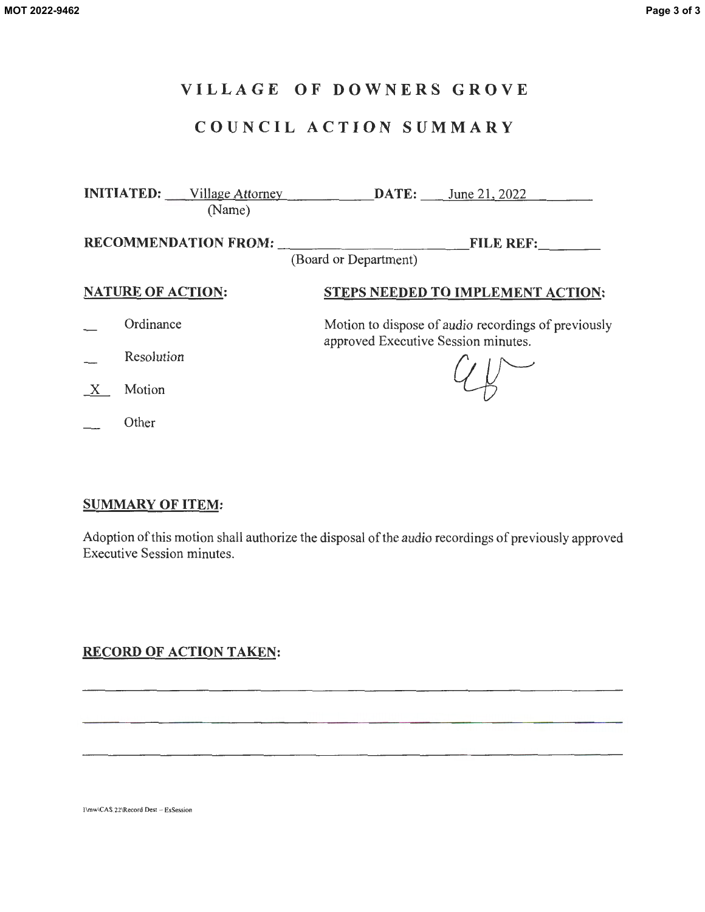# VILLAGE OF DOWNERS GROVE

# COUNCIL ACTION SUMMARY

**INITIATED:** Village Attorney **DATE:** June 21, 2022
(Name)

**RECOMMENDATION FROM:** ______________________ **FILE REF:** ________
(Board or Department)

**NATURE OF ACTION:**

- ___ Ordinance
- ___ Resolution
- X Motion
- ___ Other

**STEPS NEEDED TO IMPLEMENT ACTION:**

Motion to dispose of audio recordings of previously approved Executive Session minutes.

## SUMMARY OF ITEM:

Adoption of this motion shall authorize the disposal of the audio recordings of previously approved Executive Session minutes.

## RECORD OF ACTION TAKEN:

______________________________________________

______________________________________________

______________________________________________

I\mw\CAS.22\Record Dest – EsSession